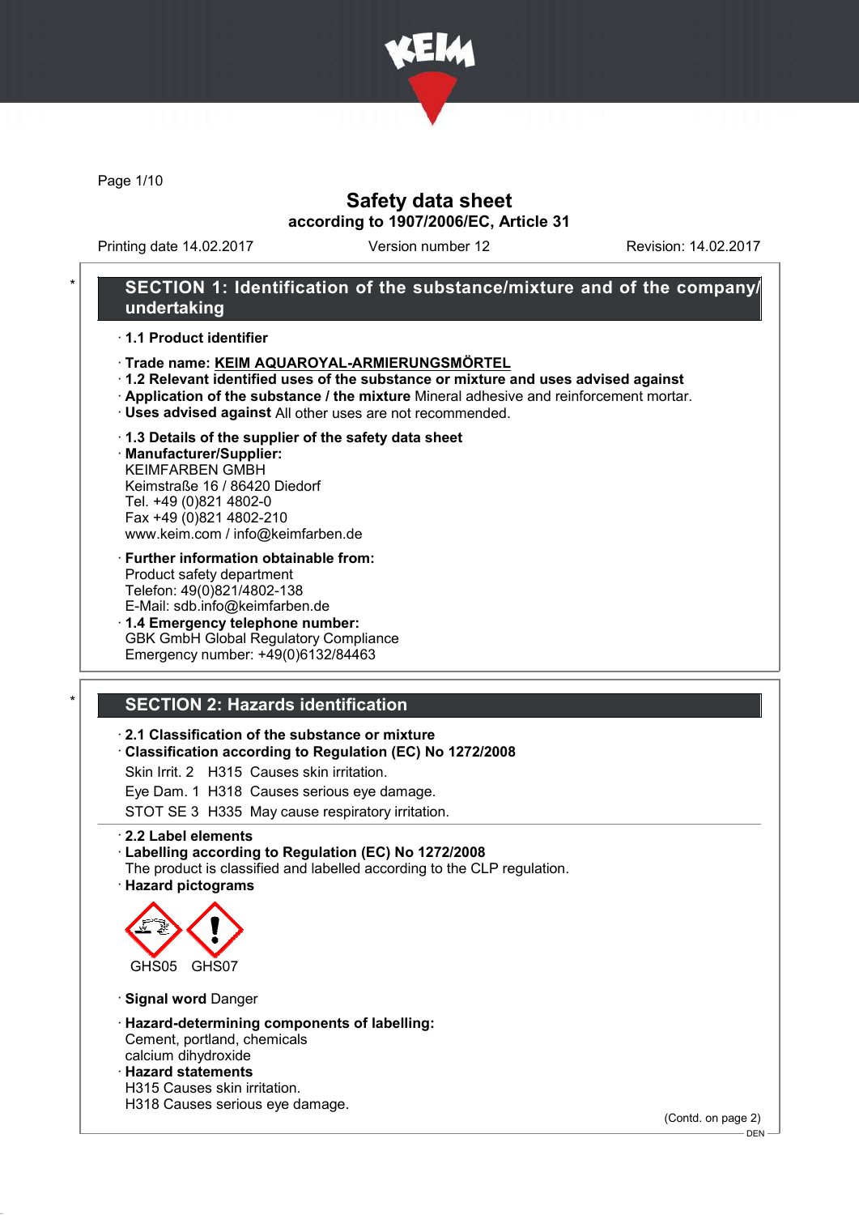# Safety data sheet

**according to 1907/2006/EC, Article 31**

Printing date 14.02.2017 Version number 12 Revision: 14.02.2017

## SECTION 1: Identification of the substance/mixture and of the company/undertaking

- **1.1 Product identifier**
- **Trade name: KEIM AQUAROYAL-ARMIERUNGSMÖRTEL**
- **1.2 Relevant identified uses of the substance or mixture and uses advised against**
- **Application of the substance / the mixture** Mineral adhesive and reinforcement mortar.
- **Uses advised against** All other uses are not recommended.
- **1.3 Details of the supplier of the safety data sheet**
- **Manufacturer/Supplier:**
  KEIMFARBEN GMBH
  Keimstraße 16 / 86420 Diedorf
  Tel. +49 (0)821 4802-0
  Fax +49 (0)821 4802-210
  www.keim.com / info@keimfarben.de
- **Further information obtainable from:**
  Product safety department
  Telefon: 49(0)821/4802-138
  E-Mail: sdb.info@keimfarben.de
- **1.4 Emergency telephone number:**
  GBK GmbH Global Regulatory Compliance
  Emergency number: +49(0)6132/84463

## SECTION 2: Hazards identification

- **2.1 Classification of the substance or mixture**
- **Classification according to Regulation (EC) No 1272/2008**

  Skin Irrit. 2 H315 Causes skin irritation.

  Eye Dam. 1 H318 Causes serious eye damage.

  STOT SE 3 H335 May cause respiratory irritation.

- **2.2 Label elements**
- **Labelling according to Regulation (EC) No 1272/2008**
  The product is classified and labelled according to the CLP regulation.
- **Hazard pictograms**

  GHS05 GHS07

- **Signal word** Danger
- **Hazard-determining components of labelling:**
  Cement, portland, chemicals
  calcium dihydroxide
- **Hazard statements**
  H315 Causes skin irritation.
  H318 Causes serious eye damage.

(Contd. on page 2)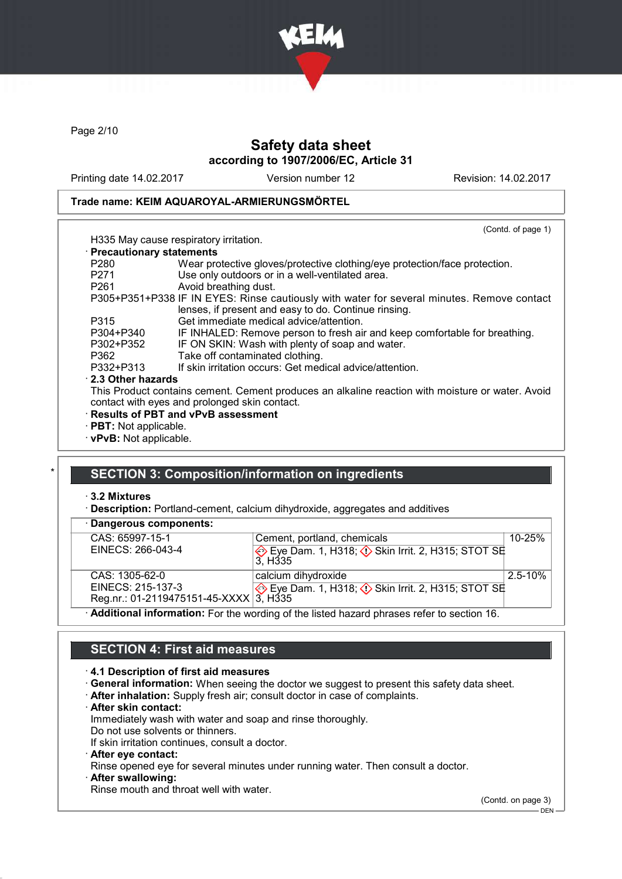(Contd. of page 1)

H335 May cause respiratory irritation.

· **Precautionary statements**

| | |
|---|---|
| P280 | Wear protective gloves/protective clothing/eye protection/face protection. |
| P271 | Use only outdoors or in a well-ventilated area. |
| P261 | Avoid breathing dust. |
| P305+P351+P338 | IF IN EYES: Rinse cautiously with water for several minutes. Remove contact lenses, if present and easy to do. Continue rinsing. |
| P315 | Get immediate medical advice/attention. |
| P304+P340 | IF INHALED: Remove person to fresh air and keep comfortable for breathing. |
| P302+P352 | IF ON SKIN: Wash with plenty of soap and water. |
| P362 | Take off contaminated clothing. |
| P332+P313 | If skin irritation occurs: Get medical advice/attention. |

· **2.3 Other hazards**

This Product contains cement. Cement produces an alkaline reaction with moisture or water. Avoid contact with eyes and prolonged skin contact.

· **Results of PBT and vPvB assessment**

· **PBT:** Not applicable.

· **vPvB:** Not applicable.

\* 

## SECTION 3: Composition/information on ingredients

· **3.2 Mixtures**

· **Description:** Portland-cement, calcium dihydroxide, aggregates and additives

· **Dangerous components:**

| | | |
|---|---|---|
| CAS: 65997-15-1<br>EINECS: 266-043-4 | Cement, portland, chemicals<br>Eye Dam. 1, H318; Skin Irrit. 2, H315; STOT SE 3, H335 | 10-25% |
| CAS: 1305-62-0<br>EINECS: 215-137-3<br>Reg.nr.: 01-2119475151-45-XXXX | calcium dihydroxide<br>Eye Dam. 1, H318; Skin Irrit. 2, H315; STOT SE 3, H335 | 2.5-10% |

· **Additional information:** For the wording of the listed hazard phrases refer to section 16.

## SECTION 4: First aid measures

· **4.1 Description of first aid measures**

· **General information:** When seeing the doctor we suggest to present this safety data sheet.

· **After inhalation:** Supply fresh air; consult doctor in case of complaints.

· **After skin contact:**

Immediately wash with water and soap and rinse thoroughly.

Do not use solvents or thinners.

If skin irritation continues, consult a doctor.

· **After eye contact:**

Rinse opened eye for several minutes under running water. Then consult a doctor.

· **After swallowing:**

Rinse mouth and throat well with water.

(Contd. on page 3)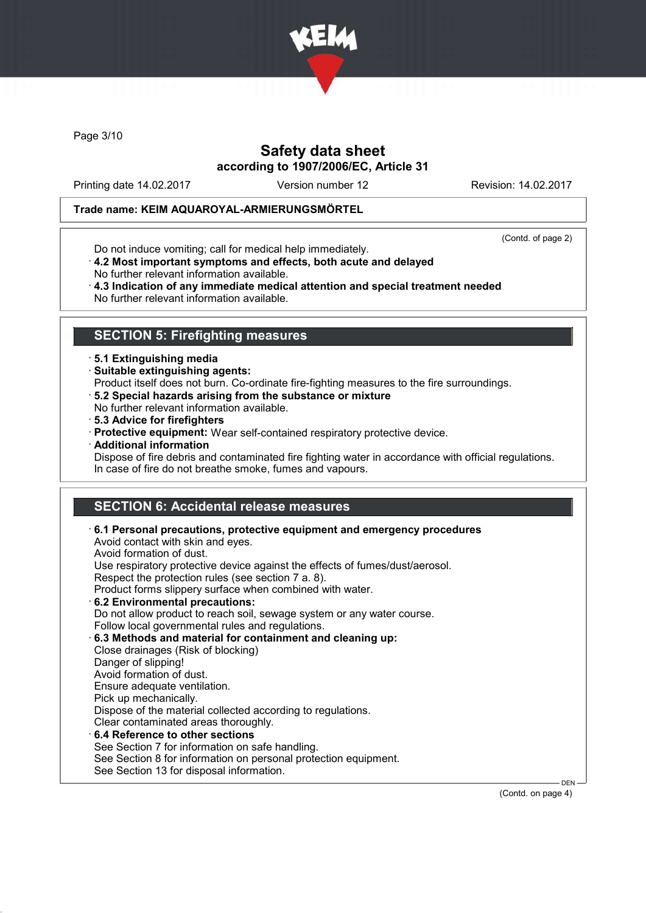**Trade name: KEIM AQUAROYAL-ARMIERUNGSMÖRTEL**

(Contd. of page 2)

Do not induce vomiting; call for medical help immediately.

· **4.2 Most important symptoms and effects, both acute and delayed**
No further relevant information available.

· **4.3 Indication of any immediate medical attention and special treatment needed**
No further relevant information available.

## SECTION 5: Firefighting measures

· **5.1 Extinguishing media**

· **Suitable extinguishing agents:**
Product itself does not burn. Co-ordinate fire-fighting measures to the fire surroundings.

· **5.2 Special hazards arising from the substance or mixture**
No further relevant information available.

· **5.3 Advice for firefighters**

· **Protective equipment:** Wear self-contained respiratory protective device.

· **Additional information**
Dispose of fire debris and contaminated fire fighting water in accordance with official regulations.
In case of fire do not breathe smoke, fumes and vapours.

## SECTION 6: Accidental release measures

· **6.1 Personal precautions, protective equipment and emergency procedures**
Avoid contact with skin and eyes.
Avoid formation of dust.
Use respiratory protective device against the effects of fumes/dust/aerosol.
Respect the protection rules (see section 7 a. 8).
Product forms slippery surface when combined with water.

· **6.2 Environmental precautions:**
Do not allow product to reach soil, sewage system or any water course.
Follow local governmental rules and regulations.

· **6.3 Methods and material for containment and cleaning up:**
Close drainages (Risk of blocking)
Danger of slipping!
Avoid formation of dust.
Ensure adequate ventilation.
Pick up mechanically.
Dispose of the material collected according to regulations.
Clear contaminated areas thoroughly.

· **6.4 Reference to other sections**
See Section 7 for information on safe handling.
See Section 8 for information on personal protection equipment.
See Section 13 for disposal information.

(Contd. on page 4)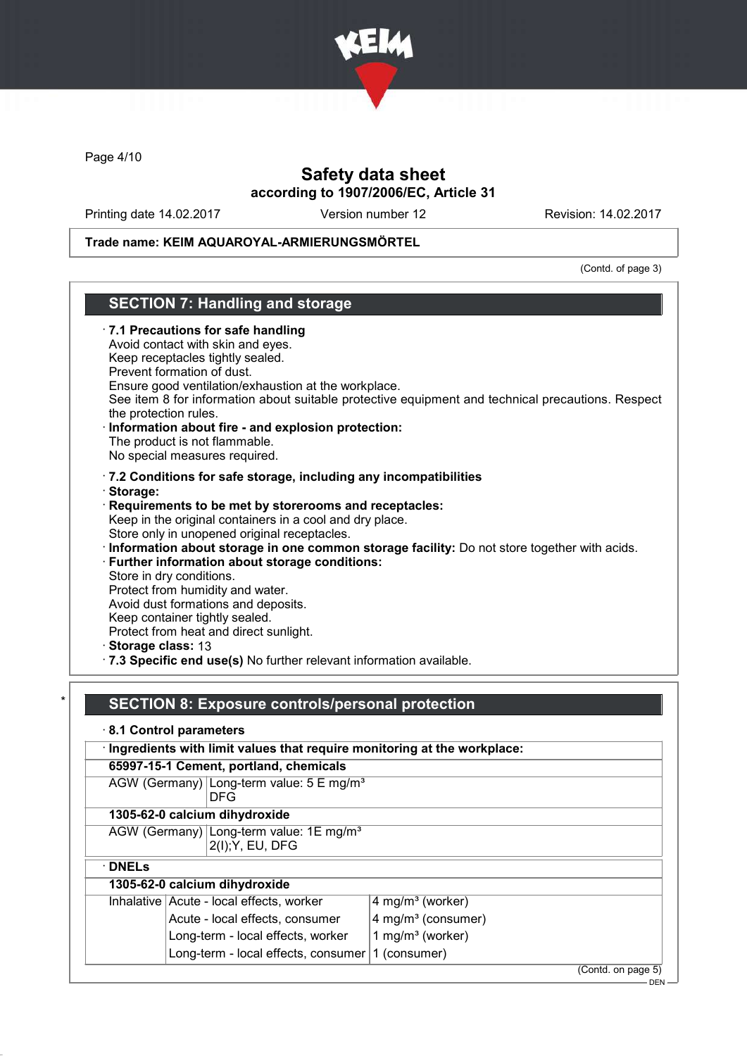Trade name: KEIM AQUAROYAL-ARMIERUNGSMÖRTEL

(Contd. of page 3)

## SECTION 7: Handling and storage

· **7.1 Precautions for safe handling**
Avoid contact with skin and eyes.
Keep receptacles tightly sealed.
Prevent formation of dust.
Ensure good ventilation/exhaustion at the workplace.
See item 8 for information about suitable protective equipment and technical precautions. Respect the protection rules.

· **Information about fire - and explosion protection:**
The product is not flammable.
No special measures required.

· **7.2 Conditions for safe storage, including any incompatibilities**

· **Storage:**

· **Requirements to be met by storerooms and receptacles:**
Keep in the original containers in a cool and dry place.
Store only in unopened original receptacles.

· **Information about storage in one common storage facility:** Do not store together with acids.

· **Further information about storage conditions:**
Store in dry conditions.
Protect from humidity and water.
Avoid dust formations and deposits.
Keep container tightly sealed.
Protect from heat and direct sunlight.

· **Storage class:** 13

· **7.3 Specific end use(s)** No further relevant information available.

## * SECTION 8: Exposure controls/personal protection

· **8.1 Control parameters**

| · Ingredients with limit values that require monitoring at the workplace: | |
|---|---|
| **65997-15-1 Cement, portland, chemicals** | |
| AGW (Germany) | Long-term value: 5 E mg/m³<br>DFG |
| **1305-62-0 calcium dihydroxide** | |
| AGW (Germany) | Long-term value: 1E mg/m³<br>2(I);Y, EU, DFG |

| · DNELs | | |
|---|---|---|
| **1305-62-0 calcium dihydroxide** | | |
| Inhalative | Acute - local effects, worker | 4 mg/m³ (worker) |
| | Acute - local effects, consumer | 4 mg/m³ (consumer) |
| | Long-term - local effects, worker | 1 mg/m³ (worker) |
| | Long-term - local effects, consumer | 1 (consumer) |

(Contd. on page 5)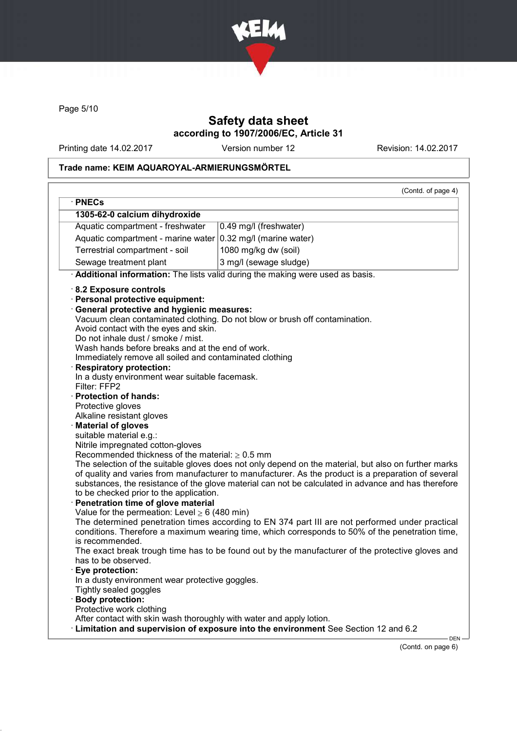# Safety data sheet
## according to 1907/2006/EC, Article 31

Printing date 14.02.2017 | Version number 12 | Revision: 14.02.2017

**Trade name: KEIM AQUAROYAL-ARMIERUNGSMÖRTEL**

(Contd. of page 4)

· **PNECs**

| **1305-62-0 calcium dihydroxide** | |
|---|---|
| Aquatic compartment - freshwater | 0.49 mg/l (freshwater) |
| Aquatic compartment - marine water | 0.32 mg/l (marine water) |
| Terrestrial compartment - soil | 1080 mg/kg dw (soil) |
| Sewage treatment plant | 3 mg/l (sewage sludge) |

· **Additional information:** The lists valid during the making were used as basis.

· **8.2 Exposure controls**

· **Personal protective equipment:**

· **General protective and hygienic measures:**
Vacuum clean contaminated clothing. Do not blow or brush off contamination.
Avoid contact with the eyes and skin.
Do not inhale dust / smoke / mist.
Wash hands before breaks and at the end of work.
Immediately remove all soiled and contaminated clothing

· **Respiratory protection:**
In a dusty environment wear suitable facemask.
Filter: FFP2

· **Protection of hands:**
Protective gloves
Alkaline resistant gloves

· **Material of gloves**
suitable material e.g.:
Nitrile impregnated cotton-gloves
Recommended thickness of the material: ≥ 0.5 mm
The selection of the suitable gloves does not only depend on the material, but also on further marks of quality and varies from manufacturer to manufacturer. As the product is a preparation of several substances, the resistance of the glove material can not be calculated in advance and has therefore to be checked prior to the application.

· **Penetration time of glove material**
Value for the permeation: Level ≥ 6 (480 min)
The determined penetration times according to EN 374 part III are not performed under practical conditions. Therefore a maximum wearing time, which corresponds to 50% of the penetration time, is recommended.
The exact break trough time has to be found out by the manufacturer of the protective gloves and has to be observed.

· **Eye protection:**
In a dusty environment wear protective goggles.
Tightly sealed goggles

· **Body protection:**
Protective work clothing
After contact with skin wash thoroughly with water and apply lotion.

· **Limitation and supervision of exposure into the environment** See Section 12 and 6.2

(Contd. on page 6)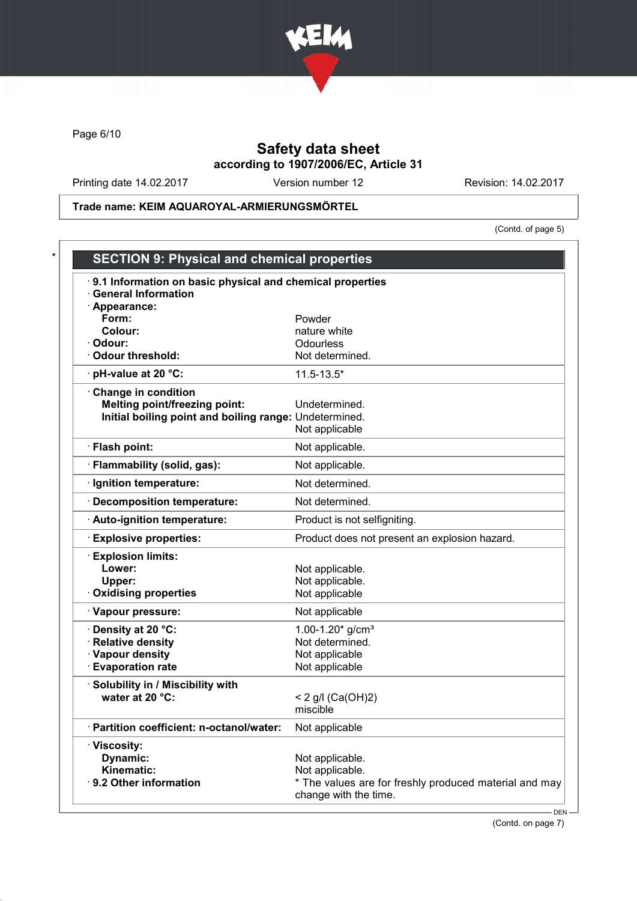## Safety data sheet
### according to 1907/2006/EC, Article 31

Printing date 14.02.2017 | Version number 12 | Revision: 14.02.2017

**Trade name: KEIM AQUAROYAL-ARMIERUNGSMÖRTEL**

(Contd. of page 5)

## * SECTION 9: Physical and chemical properties

| Property | Value |
|---|---|
| **· 9.1 Information on basic physical and chemical properties** | |
| **· General Information** | |
| **· Appearance:** | |
| **Form:** | Powder |
| **Colour:** | nature white |
| **· Odour:** | Odourless |
| **· Odour threshold:** | Not determined. |
| **· pH-value at 20 °C:** | 11.5-13.5* |
| **· Change in condition** | |
| **Melting point/freezing point:** | Undetermined. |
| **Initial boiling point and boiling range:** | Undetermined.<br>Not applicable |
| **· Flash point:** | Not applicable. |
| **· Flammability (solid, gas):** | Not applicable. |
| **· Ignition temperature:** | Not determined. |
| **· Decomposition temperature:** | Not determined. |
| **· Auto-ignition temperature:** | Product is not selfigniting. |
| **· Explosive properties:** | Product does not present an explosion hazard. |
| **· Explosion limits:** | |
| **Lower:** | Not applicable. |
| **Upper:** | Not applicable. |
| **· Oxidising properties** | Not applicable |
| **· Vapour pressure:** | Not applicable |
| **· Density at 20 °C:** | 1.00-1.20* g/cm³ |
| **· Relative density** | Not determined. |
| **· Vapour density** | Not applicable |
| **· Evaporation rate** | Not applicable |
| **· Solubility in / Miscibility with** | |
| **water at 20 °C:** | < 2 g/l ($Ca(OH)_2$)<br>miscible |
| **· Partition coefficient: n-octanol/water:** | Not applicable |
| **· Viscosity:** | |
| **Dynamic:** | Not applicable. |
| **Kinematic:** | Not applicable. |
| **· 9.2 Other information** | * The values are for freshly produced material and may change with the time. |

(Contd. on page 7)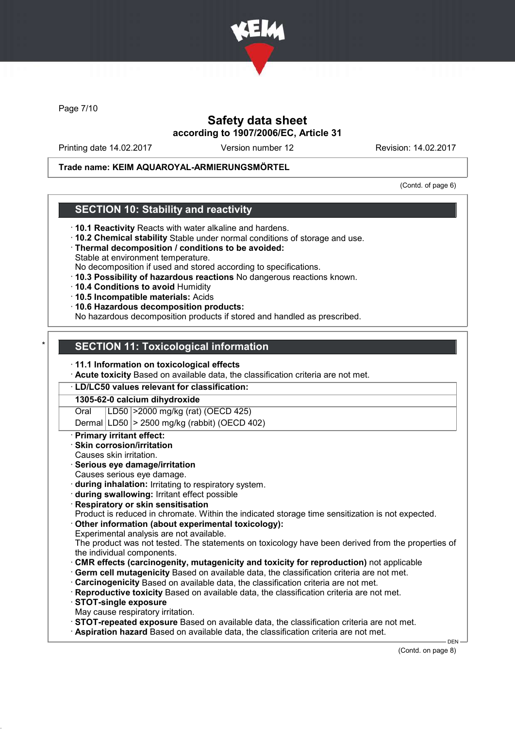Trade name: KEIM AQUAROYAL-ARMIERUNGSMÖRTEL

(Contd. of page 6)

## SECTION 10: Stability and reactivity

- **10.1 Reactivity** Reacts with water alkaline and hardens.
- **10.2 Chemical stability** Stable under normal conditions of storage and use.
- **Thermal decomposition / conditions to be avoided:**
  Stable at environment temperature.
  No decomposition if used and stored according to specifications.
- **10.3 Possibility of hazardous reactions** No dangerous reactions known.
- **10.4 Conditions to avoid** Humidity
- **10.5 Incompatible materials:** Acids
- **10.6 Hazardous decomposition products:**
  No hazardous decomposition products if stored and handled as prescribed.

## * SECTION 11: Toxicological information

- **11.1 Information on toxicological effects**
- **Acute toxicity** Based on available data, the classification criteria are not met.

| **LD/LC50 values relevant for classification:** | | |
|---|---|---|
| **1305-62-0 calcium dihydroxide** | | |
| Oral | LD50 | >2000 mg/kg (rat) (OECD 425) |
| Dermal | LD50 | > 2500 mg/kg (rabbit) (OECD 402) |

- **Primary irritant effect:**
- **Skin corrosion/irritation**
  Causes skin irritation.
- **Serious eye damage/irritation**
  Causes serious eye damage.
- **during inhalation:** Irritating to respiratory system.
- **during swallowing:** Irritant effect possible
- **Respiratory or skin sensitisation**
  Product is reduced in chromate. Within the indicated storage time sensitization is not expected.
- **Other information (about experimental toxicology):**
  Experimental analysis are not available.
  The product was not tested. The statements on toxicology have been derived from the properties of the individual components.
- **CMR effects (carcinogenity, mutagenicity and toxicity for reproduction)** not applicable
- **Germ cell mutagenicity** Based on available data, the classification criteria are not met.
- **Carcinogenicity** Based on available data, the classification criteria are not met.
- **Reproductive toxicity** Based on available data, the classification criteria are not met.
- **STOT-single exposure**
  May cause respiratory irritation.
- **STOT-repeated exposure** Based on available data, the classification criteria are not met.
- **Aspiration hazard** Based on available data, the classification criteria are not met.

(Contd. on page 8)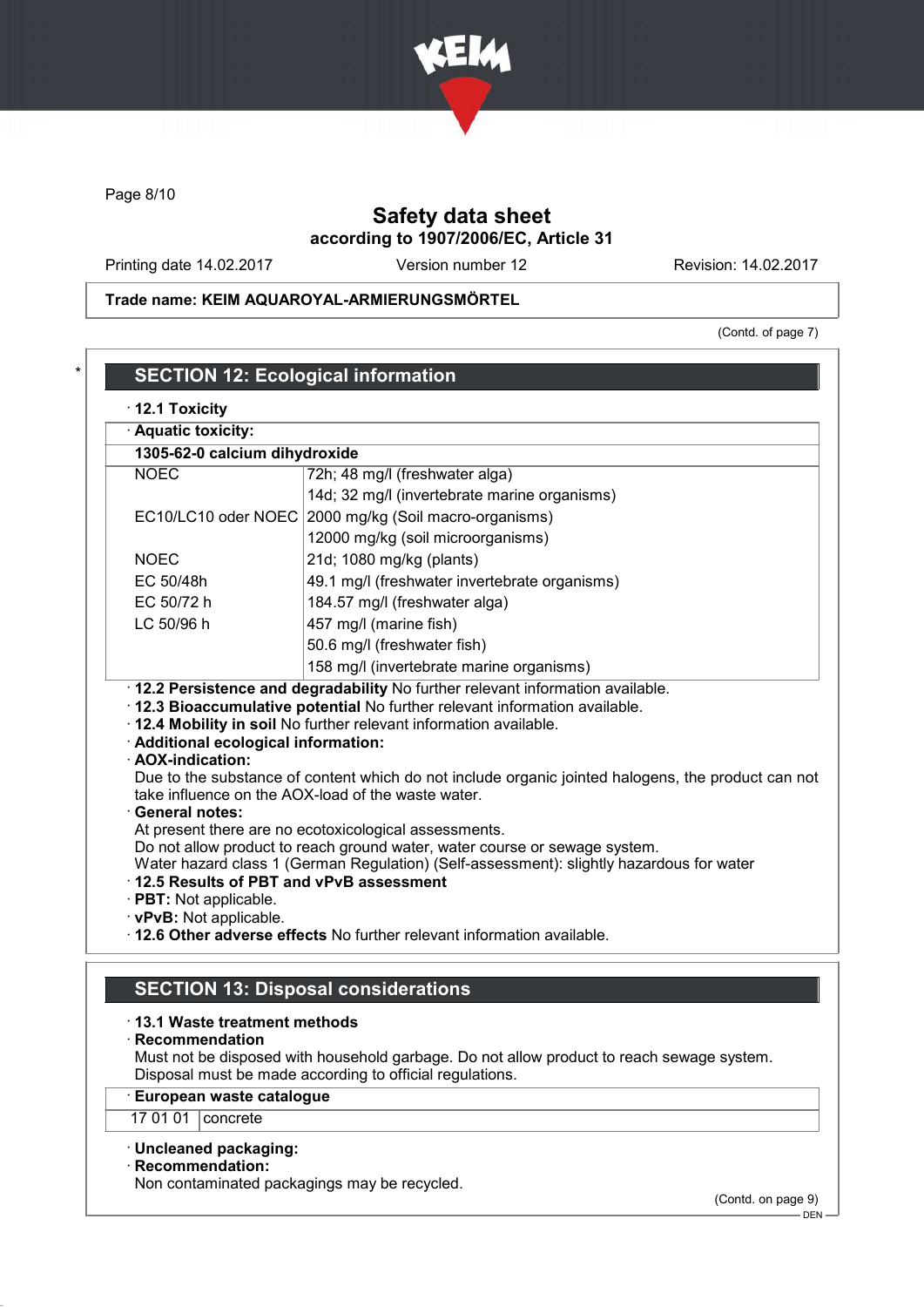(Contd. of page 7)

## SECTION 12: Ecological information

· **12.1 Toxicity**

| · **Aquatic toxicity:** | |
|---|---|
| **1305-62-0 calcium dihydroxide** | |
| NOEC | 72h; 48 mg/l (freshwater alga) |
| | 14d; 32 mg/l (invertebrate marine organisms) |
| EC10/LC10 oder NOEC | 2000 mg/kg (Soil macro-organisms) |
| | 12000 mg/kg (soil microorganisms) |
| NOEC | 21d; 1080 mg/kg (plants) |
| EC 50/48h | 49.1 mg/l (freshwater invertebrate organisms) |
| EC 50/72 h | 184.57 mg/l (freshwater alga) |
| LC 50/96 h | 457 mg/l (marine fish) |
| | 50.6 mg/l (freshwater fish) |
| | 158 mg/l (invertebrate marine organisms) |

· **12.2 Persistence and degradability** No further relevant information available.
· **12.3 Bioaccumulative potential** No further relevant information available.
· **12.4 Mobility in soil** No further relevant information available.
· **Additional ecological information:**
· **AOX-indication:**
Due to the substance of content which do not include organic jointed halogens, the product can not take influence on the AOX-load of the waste water.
· **General notes:**
At present there are no ecotoxicological assessments.
Do not allow product to reach ground water, water course or sewage system.
Water hazard class 1 (German Regulation) (Self-assessment): slightly hazardous for water
· **12.5 Results of PBT and vPvB assessment**
· **PBT:** Not applicable.
· **vPvB:** Not applicable.
· **12.6 Other adverse effects** No further relevant information available.

## SECTION 13: Disposal considerations

· **13.1 Waste treatment methods**
· **Recommendation**
Must not be disposed with household garbage. Do not allow product to reach sewage system.
Disposal must be made according to official regulations.

| · **European waste catalogue** | |
|---|---|
| 17 01 01 | concrete |

· **Uncleaned packaging:**
· **Recommendation:**
Non contaminated packagings may be recycled.

(Contd. on page 9)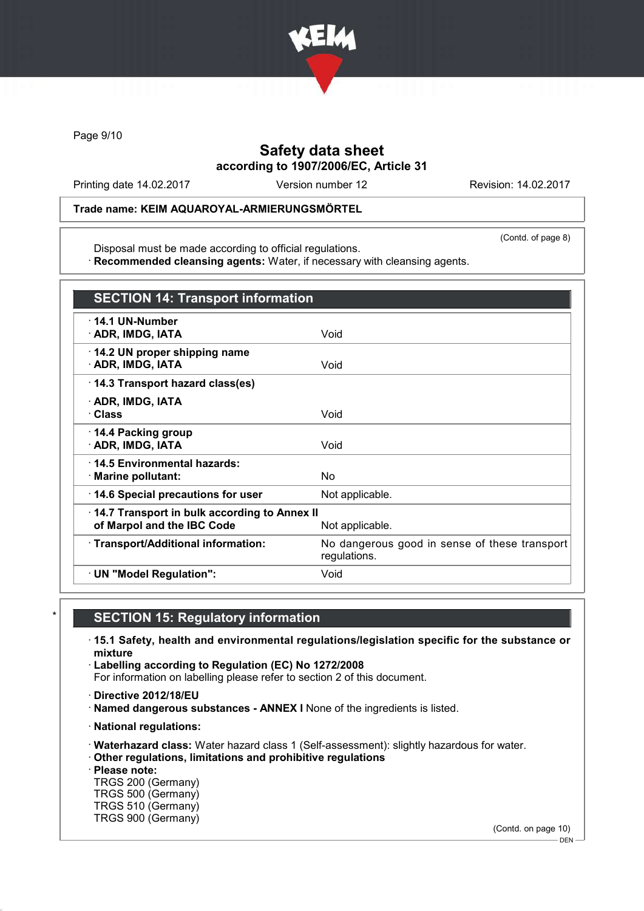Trade name: KEIM AQUAROYAL-ARMIERUNGSMÖRTEL

(Contd. of page 8)

Disposal must be made according to official regulations.
· **Recommended cleansing agents:** Water, if necessary with cleansing agents.

## SECTION 14: Transport information

| | |
|---|---|
| · **14.1 UN-Number**<br>· **ADR, IMDG, IATA** | Void |
| · **14.2 UN proper shipping name**<br>· **ADR, IMDG, IATA** | Void |
| · **14.3 Transport hazard class(es)**<br>· **ADR, IMDG, IATA**<br>· **Class** | Void |
| · **14.4 Packing group**<br>· **ADR, IMDG, IATA** | Void |
| · **14.5 Environmental hazards:**<br>· **Marine pollutant:** | No |
| · **14.6 Special precautions for user** | Not applicable. |
| · **14.7 Transport in bulk according to Annex II of Marpol and the IBC Code** | Not applicable. |
| · **Transport/Additional information:** | No dangerous good in sense of these transport regulations. |
| · **UN "Model Regulation":** | Void |

## SECTION 15: Regulatory information

· **15.1 Safety, health and environmental regulations/legislation specific for the substance or mixture**
· **Labelling according to Regulation (EC) No 1272/2008**
For information on labelling please refer to section 2 of this document.

· **Directive 2012/18/EU**
· **Named dangerous substances - ANNEX I** None of the ingredients is listed.

· **National regulations:**

· **Waterhazard class:** Water hazard class 1 (Self-assessment): slightly hazardous for water.
· **Other regulations, limitations and prohibitive regulations**
· **Please note:**
TRGS 200 (Germany)
TRGS 500 (Germany)
TRGS 510 (Germany)
TRGS 900 (Germany)

(Contd. on page 10)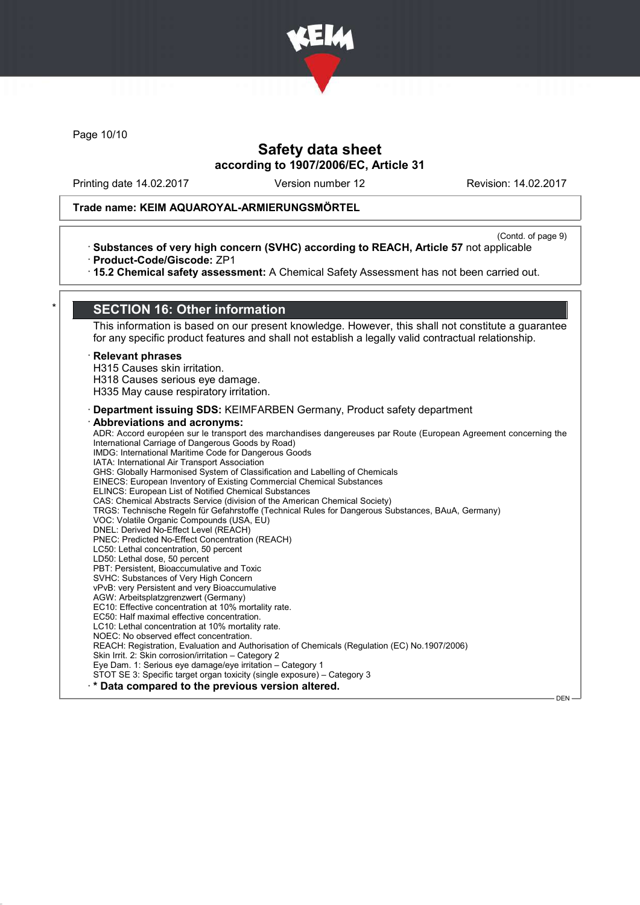Trade name: KEIM AQUAROYAL-ARMIERUNGSMÖRTEL

(Contd. of page 9)

· **Substances of very high concern (SVHC) according to REACH, Article 57** not applicable
· **Product-Code/Giscode:** ZP1
· **15.2 Chemical safety assessment:** A Chemical Safety Assessment has not been carried out.

## * SECTION 16: Other information

This information is based on our present knowledge. However, this shall not constitute a guarantee for any specific product features and shall not establish a legally valid contractual relationship.

· **Relevant phrases**
H315 Causes skin irritation.
H318 Causes serious eye damage.
H335 May cause respiratory irritation.

· **Department issuing SDS:** KEIMFARBEN Germany, Product safety department
· **Abbreviations and acronyms:**
ADR: Accord européen sur le transport des marchandises dangereuses par Route (European Agreement concerning the International Carriage of Dangerous Goods by Road)
IMDG: International Maritime Code for Dangerous Goods
IATA: International Air Transport Association
GHS: Globally Harmonised System of Classification and Labelling of Chemicals
EINECS: European Inventory of Existing Commercial Chemical Substances
ELINCS: European List of Notified Chemical Substances
CAS: Chemical Abstracts Service (division of the American Chemical Society)
TRGS: Technische Regeln für Gefahrstoffe (Technical Rules for Dangerous Substances, BAuA, Germany)
VOC: Volatile Organic Compounds (USA, EU)
DNEL: Derived No-Effect Level (REACH)
PNEC: Predicted No-Effect Concentration (REACH)
LC50: Lethal concentration, 50 percent
LD50: Lethal dose, 50 percent
PBT: Persistent, Bioaccumulative and Toxic
SVHC: Substances of Very High Concern
vPvB: very Persistent and very Bioaccumulative
AGW: Arbeitsplatzgrenzwert (Germany)
EC10: Effective concentration at 10% mortality rate.
EC50: Half maximal effective concentration.
LC10: Lethal concentration at 10% mortality rate.
NOEC: No observed effect concentration.
REACH: Registration, Evaluation and Authorisation of Chemicals (Regulation (EC) No.1907/2006)
Skin Irrit. 2: Skin corrosion/irritation – Category 2
Eye Dam. 1: Serious eye damage/eye irritation – Category 1
STOT SE 3: Specific target organ toxicity (single exposure) – Category 3

· **\* Data compared to the previous version altered.**